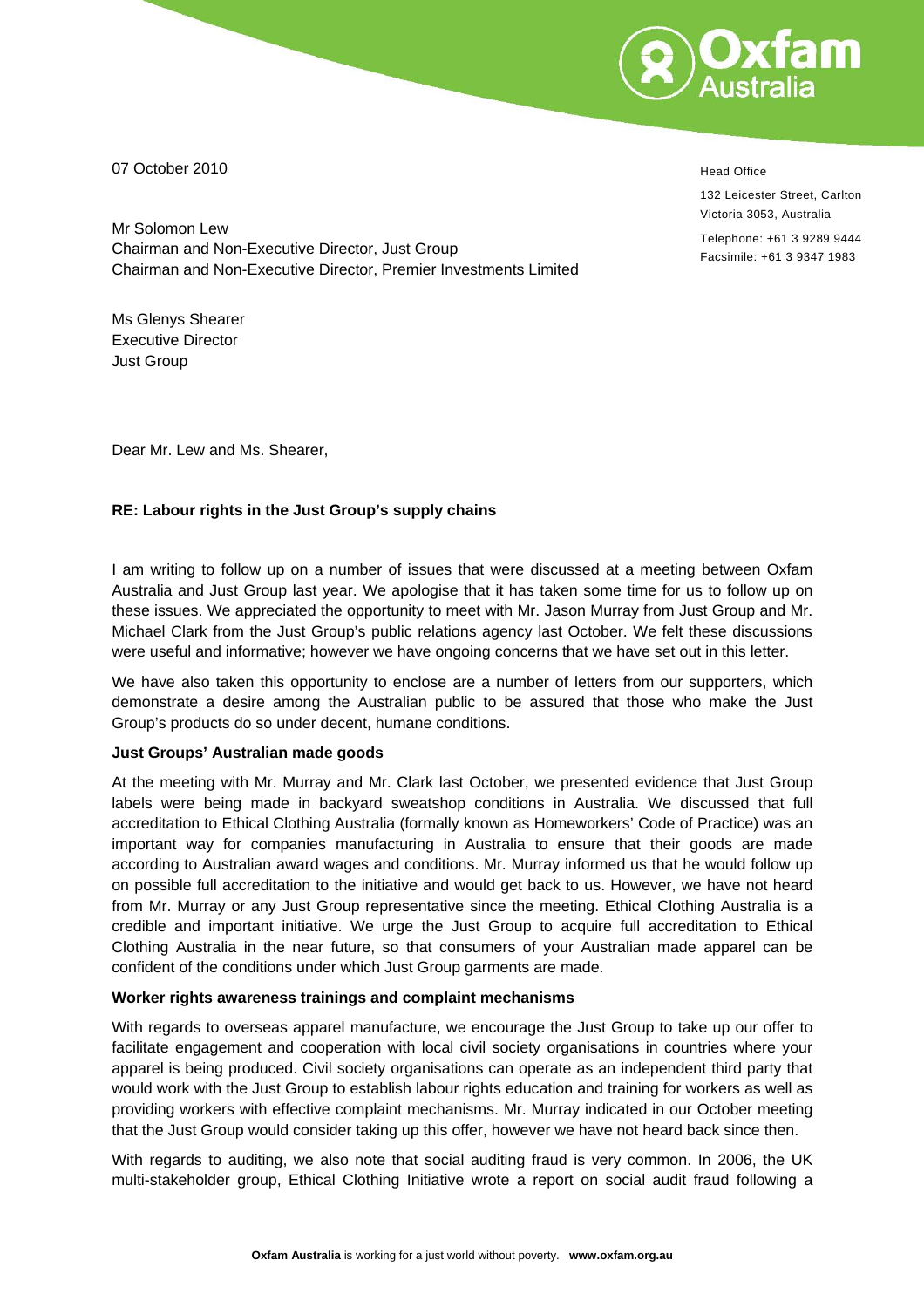07 October 2010

Head Office

132 Leicester Street, Carlton
Victoria 3053, Australia

Telephone: +61 3 9289 9444
Facsimile: +61 3 9347 1983

Mr Solomon Lew
Chairman and Non-Executive Director, Just Group
Chairman and Non-Executive Director, Premier Investments Limited

Ms Glenys Shearer
Executive Director
Just Group

Dear Mr. Lew and Ms. Shearer,

**RE: Labour rights in the Just Group's supply chains**

I am writing to follow up on a number of issues that were discussed at a meeting between Oxfam Australia and Just Group last year. We apologise that it has taken some time for us to follow up on these issues. We appreciated the opportunity to meet with Mr. Jason Murray from Just Group and Mr. Michael Clark from the Just Group's public relations agency last October. We felt these discussions were useful and informative; however we have ongoing concerns that we have set out in this letter.

We have also taken this opportunity to enclose are a number of letters from our supporters, which demonstrate a desire among the Australian public to be assured that those who make the Just Group's products do so under decent, humane conditions.

**Just Groups' Australian made goods**

At the meeting with Mr. Murray and Mr. Clark last October, we presented evidence that Just Group labels were being made in backyard sweatshop conditions in Australia. We discussed that full accreditation to Ethical Clothing Australia (formally known as Homeworkers' Code of Practice) was an important way for companies manufacturing in Australia to ensure that their goods are made according to Australian award wages and conditions. Mr. Murray informed us that he would follow up on possible full accreditation to the initiative and would get back to us. However, we have not heard from Mr. Murray or any Just Group representative since the meeting. Ethical Clothing Australia is a credible and important initiative. We urge the Just Group to acquire full accreditation to Ethical Clothing Australia in the near future, so that consumers of your Australian made apparel can be confident of the conditions under which Just Group garments are made.

**Worker rights awareness trainings and complaint mechanisms**

With regards to overseas apparel manufacture, we encourage the Just Group to take up our offer to facilitate engagement and cooperation with local civil society organisations in countries where your apparel is being produced. Civil society organisations can operate as an independent third party that would work with the Just Group to establish labour rights education and training for workers as well as providing workers with effective complaint mechanisms. Mr. Murray indicated in our October meeting that the Just Group would consider taking up this offer, however we have not heard back since then.

With regards to auditing, we also note that social auditing fraud is very common. In 2006, the UK multi-stakeholder group, Ethical Clothing Initiative wrote a report on social audit fraud following a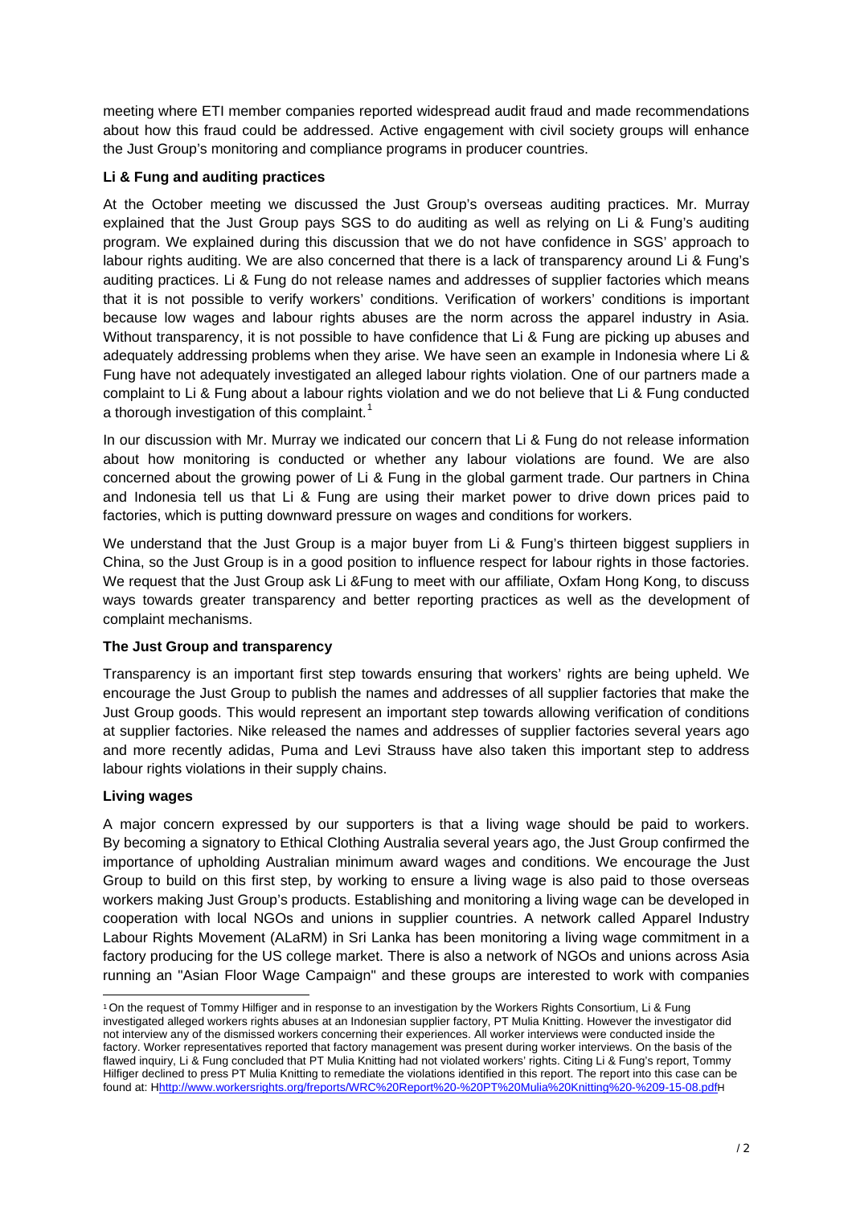meeting where ETI member companies reported widespread audit fraud and made recommendations about how this fraud could be addressed. Active engagement with civil society groups will enhance the Just Group's monitoring and compliance programs in producer countries.

**Li & Fung and auditing practices**

At the October meeting we discussed the Just Group's overseas auditing practices. Mr. Murray explained that the Just Group pays SGS to do auditing as well as relying on Li & Fung's auditing program. We explained during this discussion that we do not have confidence in SGS' approach to labour rights auditing. We are also concerned that there is a lack of transparency around Li & Fung's auditing practices. Li & Fung do not release names and addresses of supplier factories which means that it is not possible to verify workers' conditions. Verification of workers' conditions is important because low wages and labour rights abuses are the norm across the apparel industry in Asia. Without transparency, it is not possible to have confidence that Li & Fung are picking up abuses and adequately addressing problems when they arise. We have seen an example in Indonesia where Li & Fung have not adequately investigated an alleged labour rights violation. One of our partners made a complaint to Li & Fung about a labour rights violation and we do not believe that Li & Fung conducted a thorough investigation of this complaint.[1]

In our discussion with Mr. Murray we indicated our concern that Li & Fung do not release information about how monitoring is conducted or whether any labour violations are found. We are also concerned about the growing power of Li & Fung in the global garment trade. Our partners in China and Indonesia tell us that Li & Fung are using their market power to drive down prices paid to factories, which is putting downward pressure on wages and conditions for workers.

We understand that the Just Group is a major buyer from Li & Fung's thirteen biggest suppliers in China, so the Just Group is in a good position to influence respect for labour rights in those factories. We request that the Just Group ask Li &Fung to meet with our affiliate, Oxfam Hong Kong, to discuss ways towards greater transparency and better reporting practices as well as the development of complaint mechanisms.

**The Just Group and transparency**

Transparency is an important first step towards ensuring that workers' rights are being upheld. We encourage the Just Group to publish the names and addresses of all supplier factories that make the Just Group goods. This would represent an important step towards allowing verification of conditions at supplier factories. Nike released the names and addresses of supplier factories several years ago and more recently adidas, Puma and Levi Strauss have also taken this important step to address labour rights violations in their supply chains.

**Living wages**

A major concern expressed by our supporters is that a living wage should be paid to workers. By becoming a signatory to Ethical Clothing Australia several years ago, the Just Group confirmed the importance of upholding Australian minimum award wages and conditions. We encourage the Just Group to build on this first step, by working to ensure a living wage is also paid to those overseas workers making Just Group's products. Establishing and monitoring a living wage can be developed in cooperation with local NGOs and unions in supplier countries. A network called Apparel Industry Labour Rights Movement (ALaRM) in Sri Lanka has been monitoring a living wage commitment in a factory producing for the US college market. There is also a network of NGOs and unions across Asia running an "Asian Floor Wage Campaign" and these groups are interested to work with companies

---

[1] On the request of Tommy Hilfiger and in response to an investigation by the Workers Rights Consortium, Li & Fung investigated alleged workers rights abuses at an Indonesian supplier factory, PT Mulia Knitting. However the investigator did not interview any of the dismissed workers concerning their experiences. All worker interviews were conducted inside the factory. Worker representatives reported that factory management was present during worker interviews. On the basis of the flawed inquiry, Li & Fung concluded that PT Mulia Knitting had not violated workers' rights. Citing Li & Fung's report, Tommy Hilfiger declined to press PT Mulia Knitting to remediate the violations identified in this report. The report into this case can be found at: Hhttp://www.workersrights.org/freports/WRC%20Report%20-%20PT%20Mulia%20Knitting%20-%209-15-08.pdfH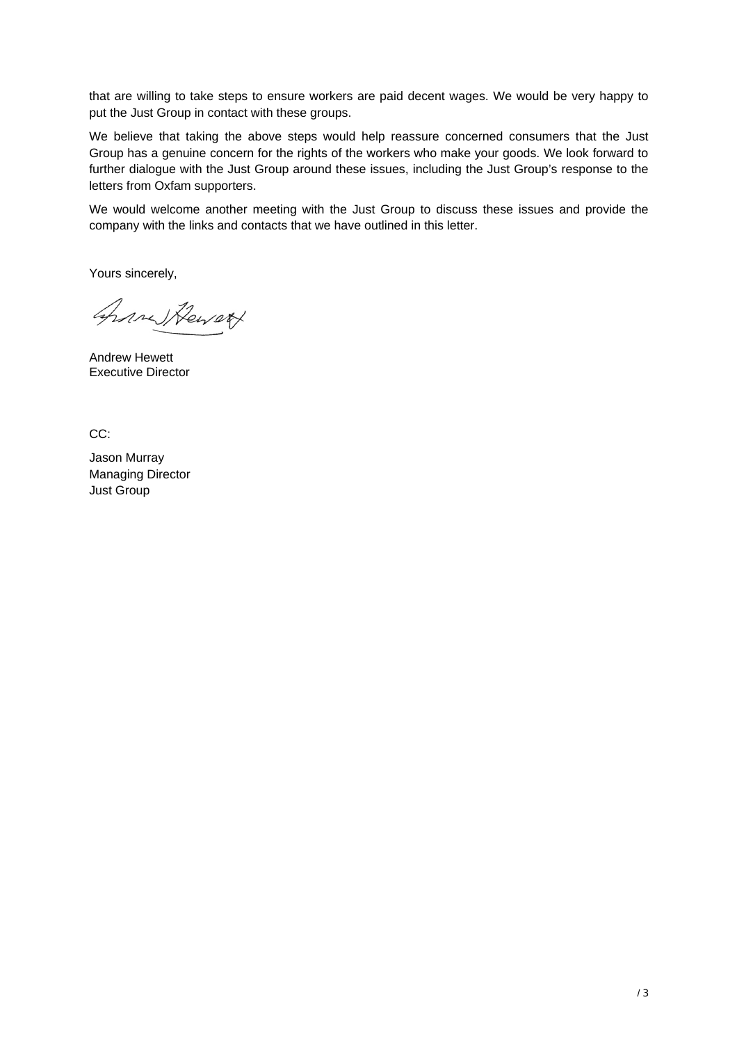that are willing to take steps to ensure workers are paid decent wages. We would be very happy to put the Just Group in contact with these groups.

We believe that taking the above steps would help reassure concerned consumers that the Just Group has a genuine concern for the rights of the workers who make your goods. We look forward to further dialogue with the Just Group around these issues, including the Just Group's response to the letters from Oxfam supporters.

We would welcome another meeting with the Just Group to discuss these issues and provide the company with the links and contacts that we have outlined in this letter.

Yours sincerely,

Andrew Hewett
Executive Director

CC:

Jason Murray
Managing Director
Just Group